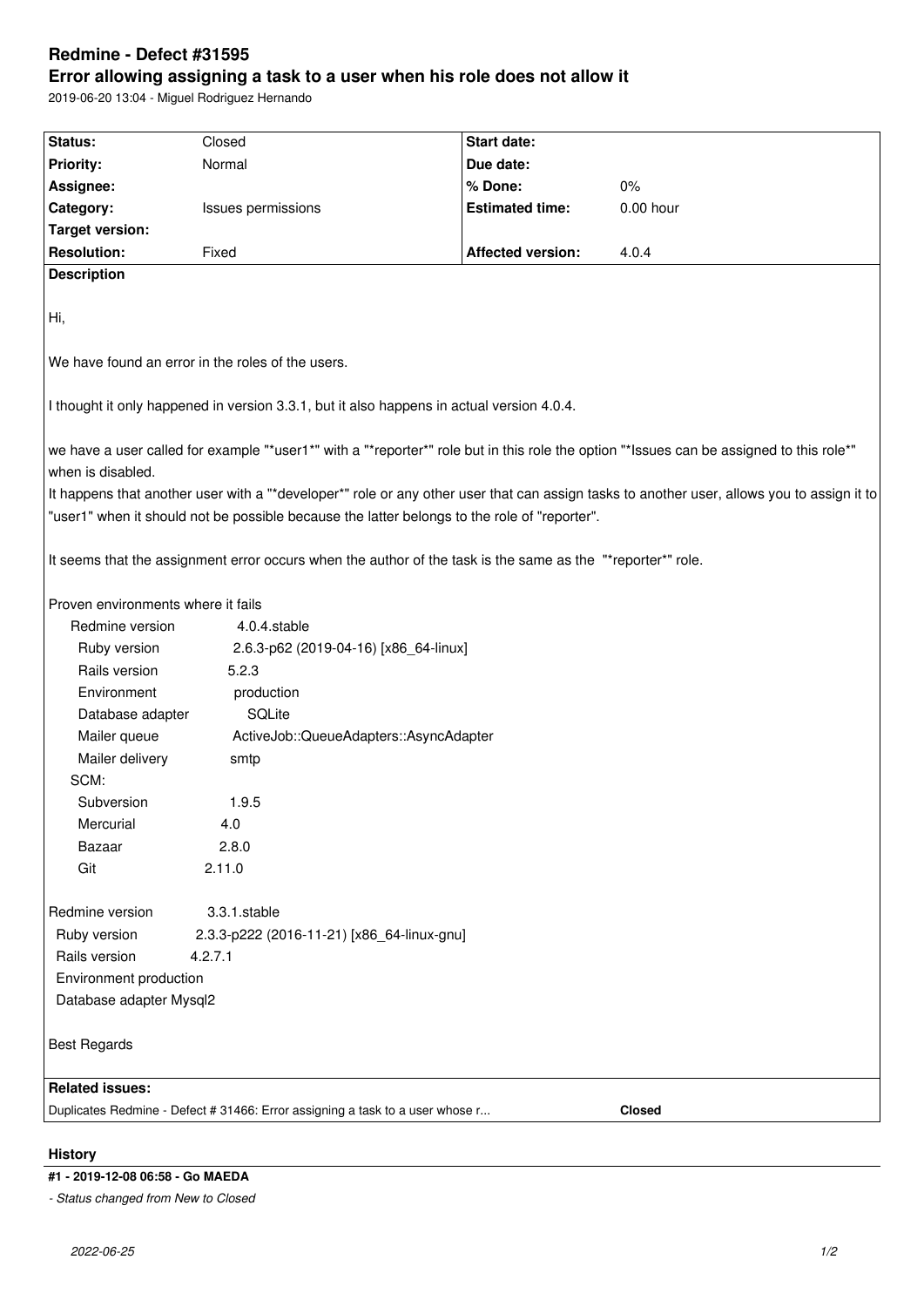# Redmine - Defect #31595

## Error allowing assigning a task to a user when his role does not allow it

2019-06-20 13:04 - Miguel Rodriguez Hernando

| Status: | Closed | Start date: | |
|---|---|---|---|
| Priority: | Normal | Due date: | |
| Assignee: | | % Done: | 0% |
| Category: | Issues permissions | Estimated time: | 0.00 hour |
| Target version: | | | |
| Resolution: | Fixed | Affected version: | 4.0.4 |

**Description**

Hi,

We have found an error in the roles of the users.

I thought it only happened in version 3.3.1, but it also happens in actual version 4.0.4.

we have a user called for example "*user1*" with a "*reporter*" role but in this role the option "*Issues can be assigned to this role*" when is disabled.
It happens that another user with a "*developer*" role or any other user that can assign tasks to another user, allows you to assign it to "user1" when it should not be possible because the latter belongs to the role of "reporter".

It seems that the assignment error occurs when the author of the task is the same as the "*reporter*" role.

Proven environments where it fails

```
  Redmine version          4.0.4.stable
    Ruby version           2.6.3-p62 (2019-04-16) [x86_64-linux]
    Rails version          5.2.3
    Environment            production
    Database adapter       SQLite
    Mailer queue           ActiveJob::QueueAdapters::AsyncAdapter
    Mailer delivery        smtp
  SCM:
    Subversion             1.9.5
    Mercurial              4.0
    Bazaar                 2.8.0
    Git                    2.11.0

Redmine version          3.3.1.stable
  Ruby version           2.3.3-p222 (2016-11-21) [x86_64-linux-gnu]
  Rails version          4.2.7.1
  Environment production
  Database adapter Mysql2
```

Best Regards

**Related issues:**

Duplicates Redmine - Defect # 31466: Error assigning a task to a user whose r... **Closed**

**History**

**#1 - 2019-12-08 06:58 - Go MAEDA**

*- Status changed from New to Closed*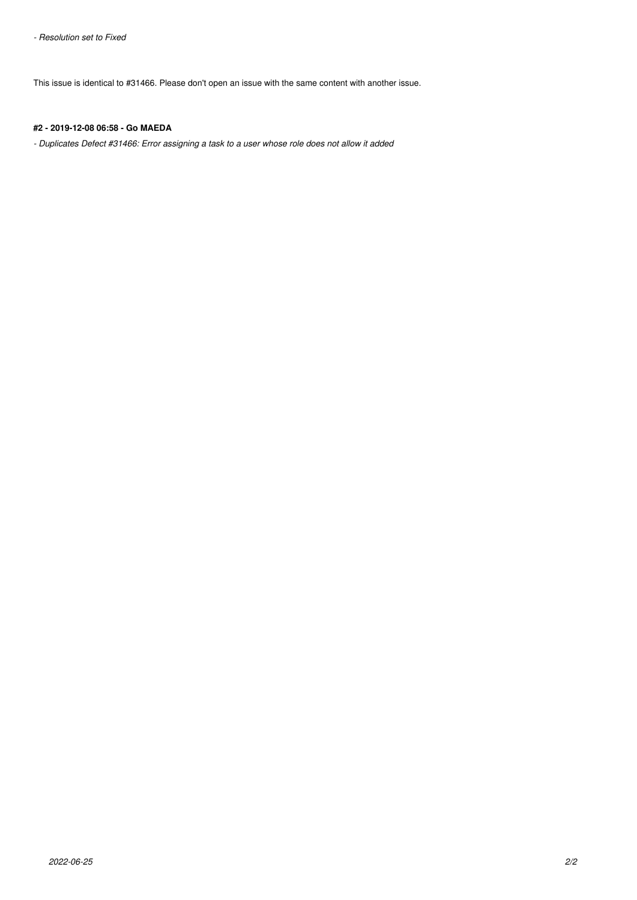*- Resolution set to Fixed*

This issue is identical to #31466. Please don't open an issue with the same content with another issue.

**#2 - 2019-12-08 06:58 - Go MAEDA**

*- Duplicates Defect #31466: Error assigning a task to a user whose role does not allow it added*